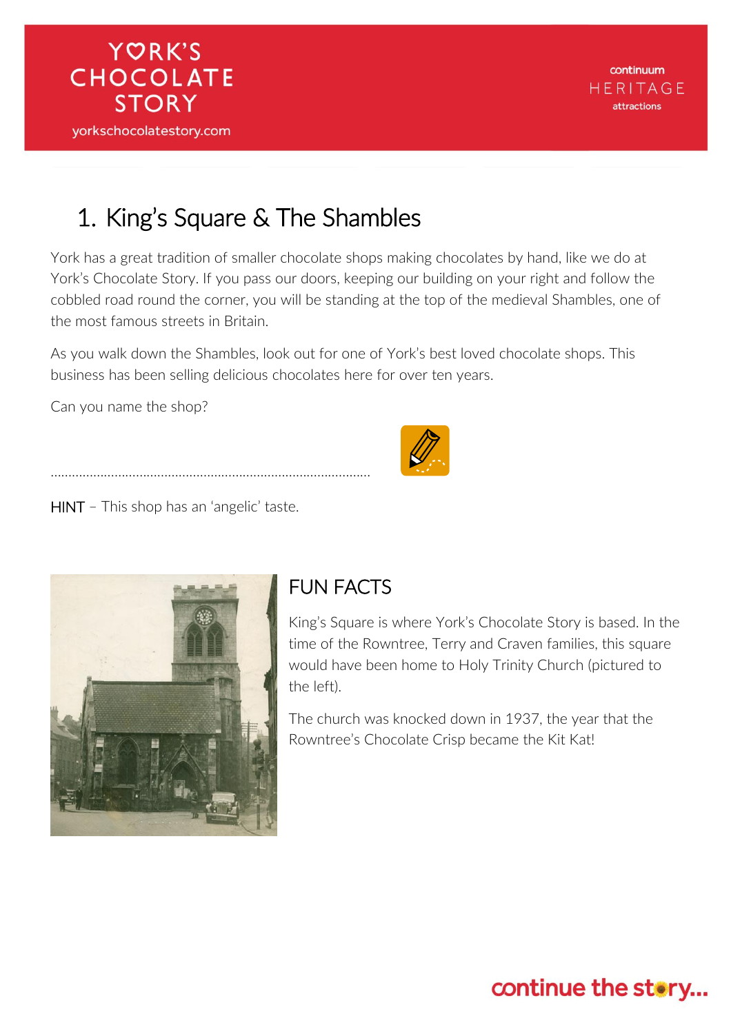YORK'S CHOCOLATE STORY

yorkschocolatestory.com

continuum HERITAGE attractions

# 1. King's Square & The Shambles

York has a great tradition of smaller chocolate shops making chocolates by hand, like we do at York's Chocolate Story. If you pass our doors, keeping our building on your right and follow the cobbled road round the corner, you will be standing at the top of the medieval Shambles, one of the most famous streets in Britain.

As you walk down the Shambles, look out for one of York's best loved chocolate shops. This business has been selling delicious chocolates here for over ten years.

Can you name the shop?

..........................................................................................

HINT – This shop has an 'angelic' taste.

## FUN FACTS

King's Square is where York's Chocolate Story is based. In the time of the Rowntree, Terry and Craven families, this square would have been home to Holy Trinity Church (pictured to the left).

The church was knocked down in 1937, the year that the Rowntree's Chocolate Crisp became the Kit Kat!

continue the story...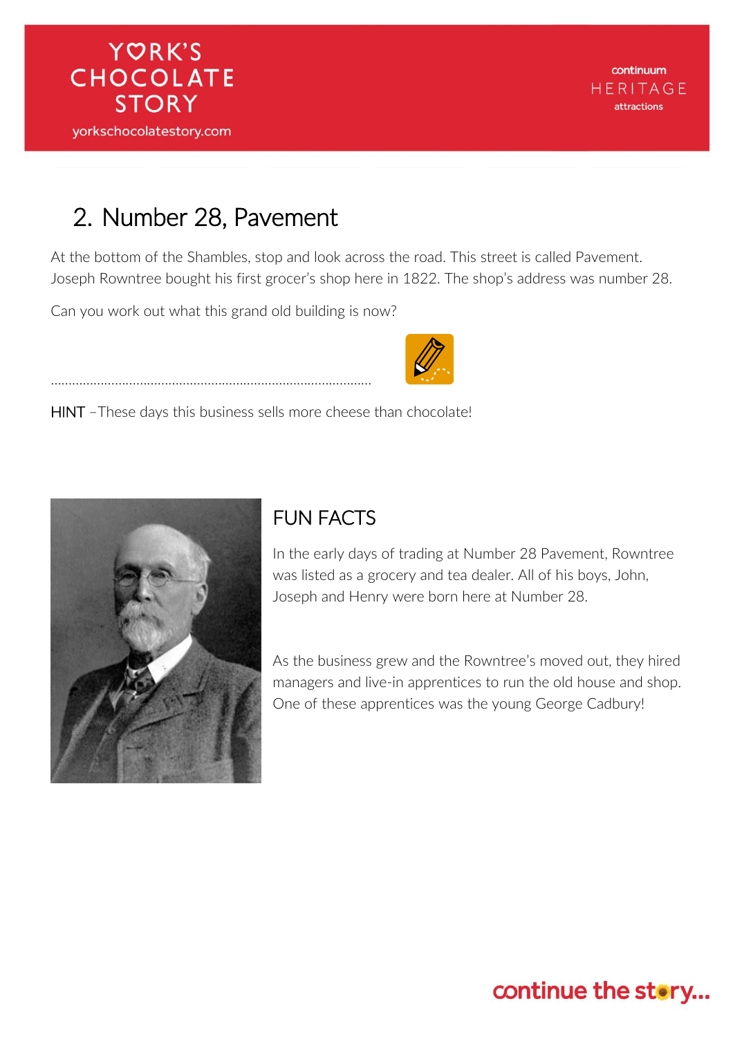## 2. Number 28, Pavement

At the bottom of the Shambles, stop and look across the road. This street is called Pavement. Joseph Rowntree bought his first grocer's shop here in 1822. The shop's address was number 28.

Can you work out what this grand old building is now?

.........................................................................................

HINT –These days this business sells more cheese than chocolate!

### FUN FACTS

In the early days of trading at Number 28 Pavement, Rowntree was listed as a grocery and tea dealer. All of his boys, John, Joseph and Henry were born here at Number 28.

As the business grew and the Rowntree's moved out, they hired managers and live-in apprentices to run the old house and shop. One of these apprentices was the young George Cadbury!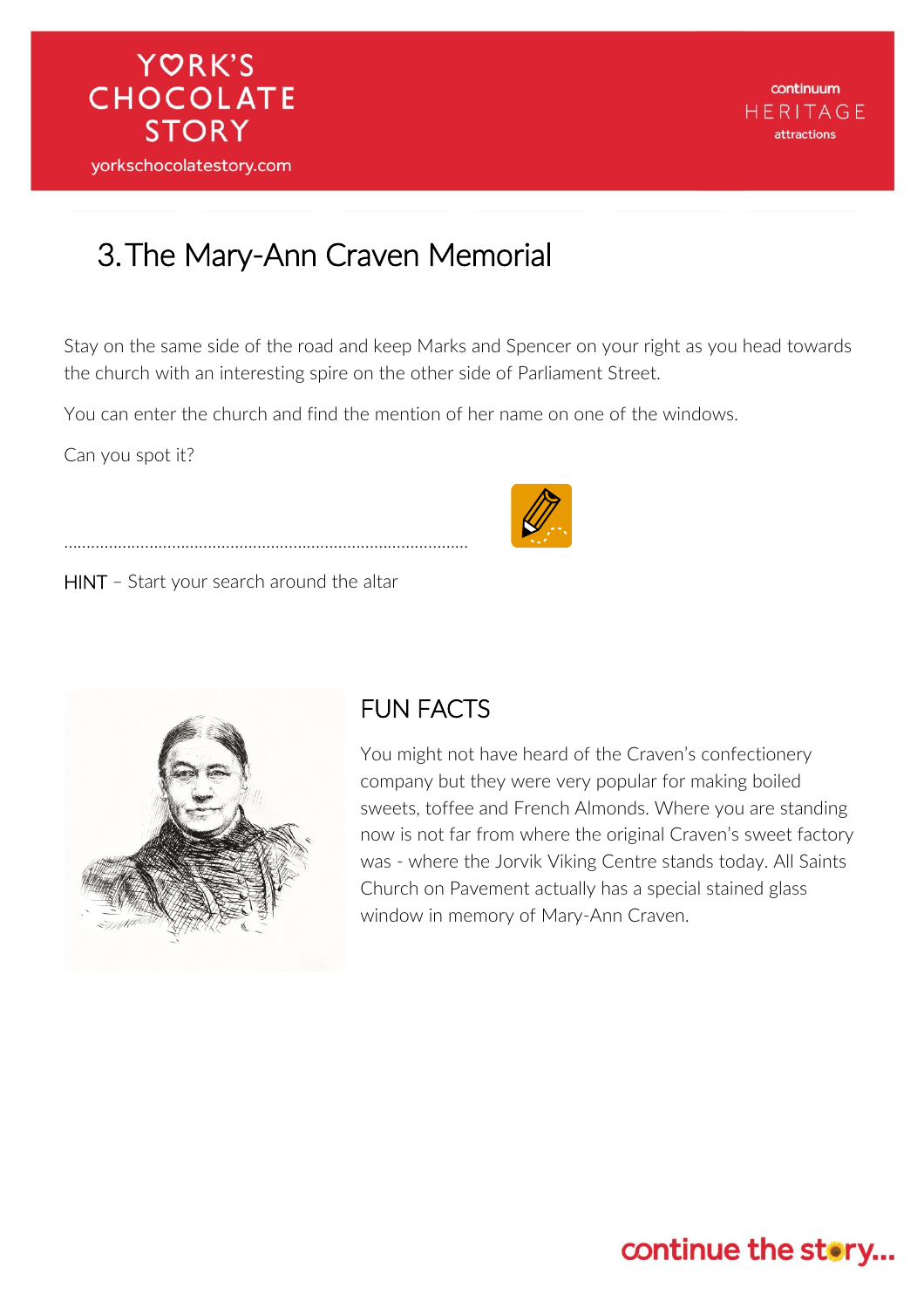# 3. The Mary-Ann Craven Memorial

Stay on the same side of the road and keep Marks and Spencer on your right as you head towards the church with an interesting spire on the other side of Parliament Street.

You can enter the church and find the mention of her name on one of the windows.

Can you spot it?

.........................................................................................

HINT – Start your search around the altar

## FUN FACTS

You might not have heard of the Craven's confectionery company but they were very popular for making boiled sweets, toffee and French Almonds. Where you are standing now is not far from where the original Craven's sweet factory was - where the Jorvik Viking Centre stands today. All Saints Church on Pavement actually has a special stained glass window in memory of Mary-Ann Craven.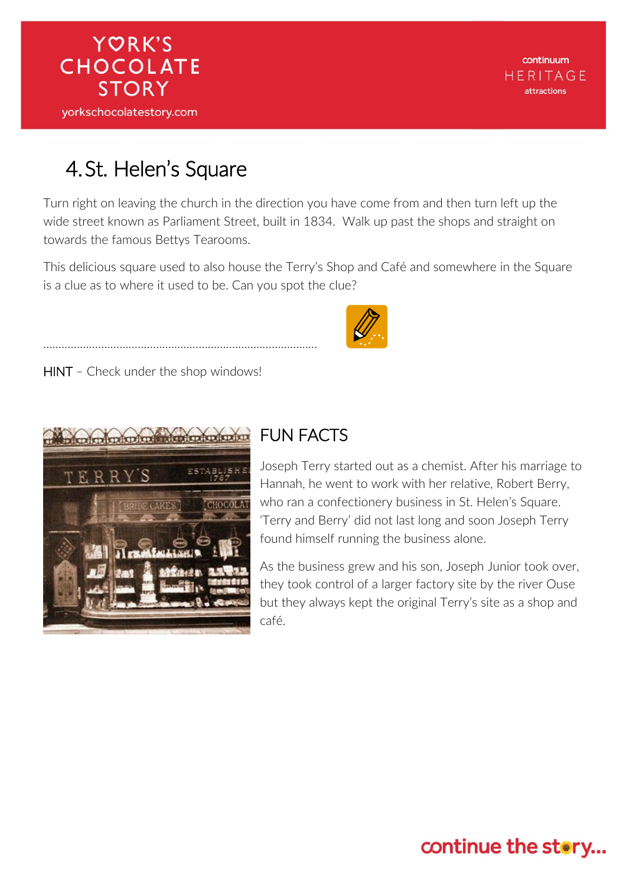# 4. St. Helen's Square

Turn right on leaving the church in the direction you have come from and then turn left up the wide street known as Parliament Street, built in 1834. Walk up past the shops and straight on towards the famous Bettys Tearooms.

This delicious square used to also house the Terry's Shop and Café and somewhere in the Square is a clue as to where it used to be. Can you spot the clue?

..........................................................................................

HINT – Check under the shop windows!

## FUN FACTS

Joseph Terry started out as a chemist. After his marriage to Hannah, he went to work with her relative, Robert Berry, who ran a confectionery business in St. Helen's Square. 'Terry and Berry' did not last long and soon Joseph Terry found himself running the business alone.

As the business grew and his son, Joseph Junior took over, they took control of a larger factory site by the river Ouse but they always kept the original Terry's site as a shop and café.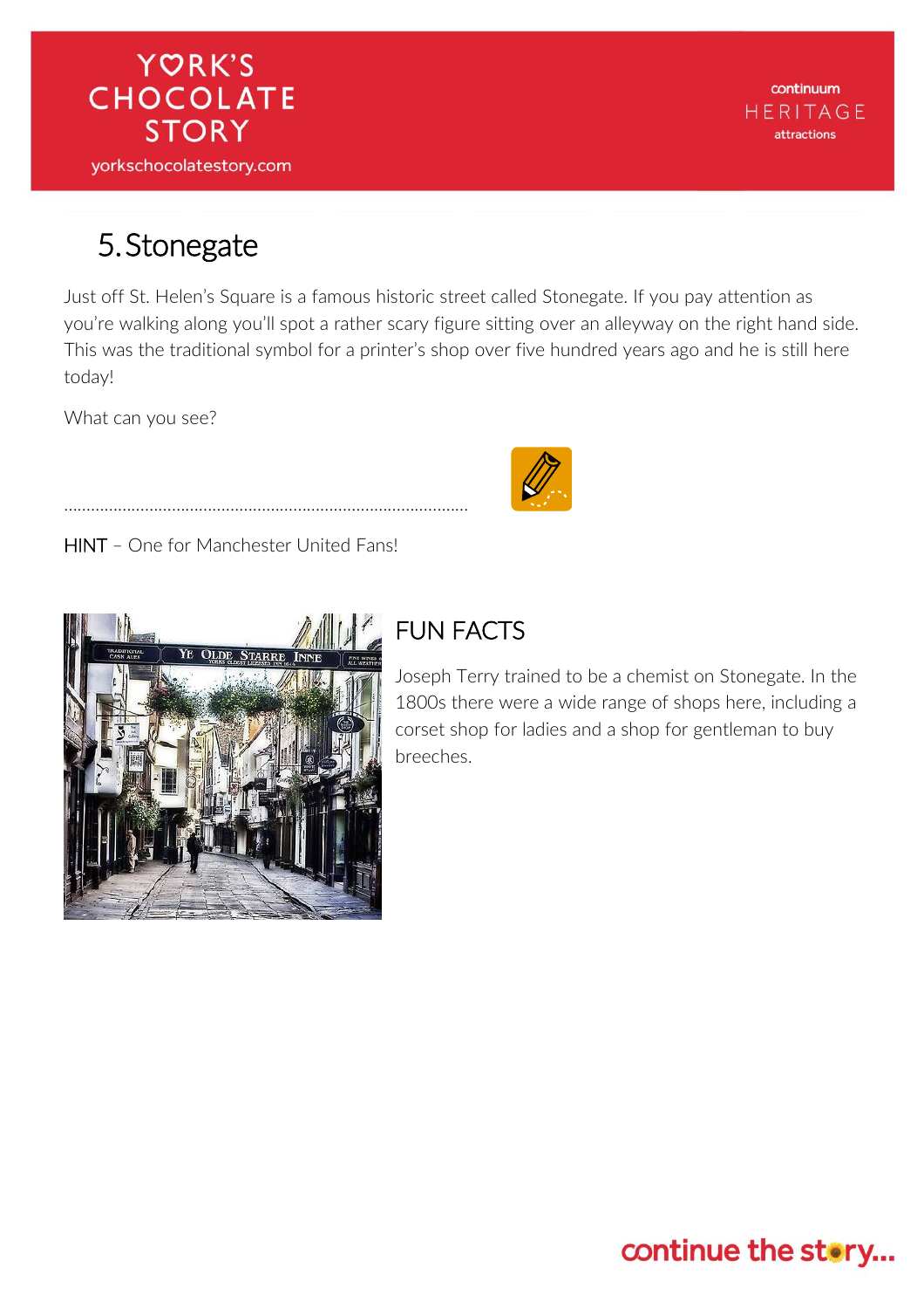# 5. Stonegate

Just off St. Helen's Square is a famous historic street called Stonegate. If you pay attention as you're walking along you'll spot a rather scary figure sitting over an alleyway on the right hand side. This was the traditional symbol for a printer's shop over five hundred years ago and he is still here today!

What can you see?

..........................................................................................

HINT – One for Manchester United Fans!

## FUN FACTS

Joseph Terry trained to be a chemist on Stonegate. In the 1800s there were a wide range of shops here, including a corset shop for ladies and a shop for gentleman to buy breeches.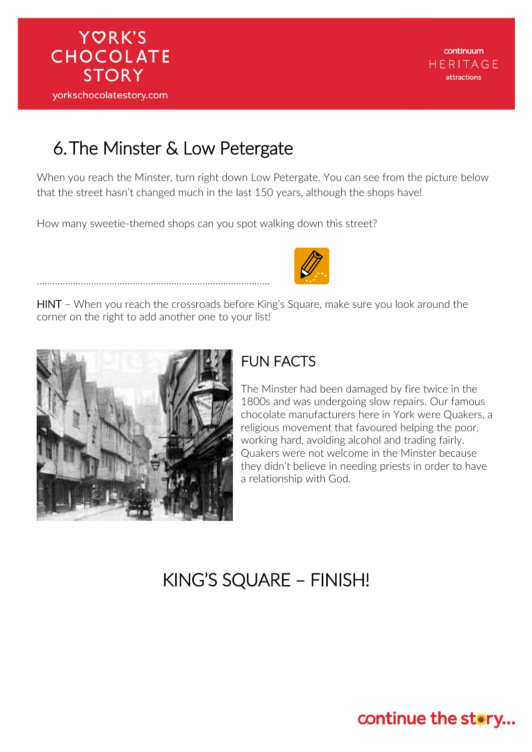# 6. The Minster & Low Petergate

When you reach the Minster, turn right down Low Petergate. You can see from the picture below that the street hasn't changed much in the last 150 years, although the shops have!

How many sweetie-themed shops can you spot walking down this street?

..........................................................................................

HINT – When you reach the crossroads before King's Square, make sure you look around the corner on the right to add another one to your list!

## FUN FACTS

The Minster had been damaged by fire twice in the 1800s and was undergoing slow repairs. Our famous chocolate manufacturers here in York were Quakers, a religious movement that favoured helping the poor, working hard, avoiding alcohol and trading fairly. Quakers were not welcome in the Minster because they didn't believe in needing priests in order to have a relationship with God.

# KING'S SQUARE – FINISH!